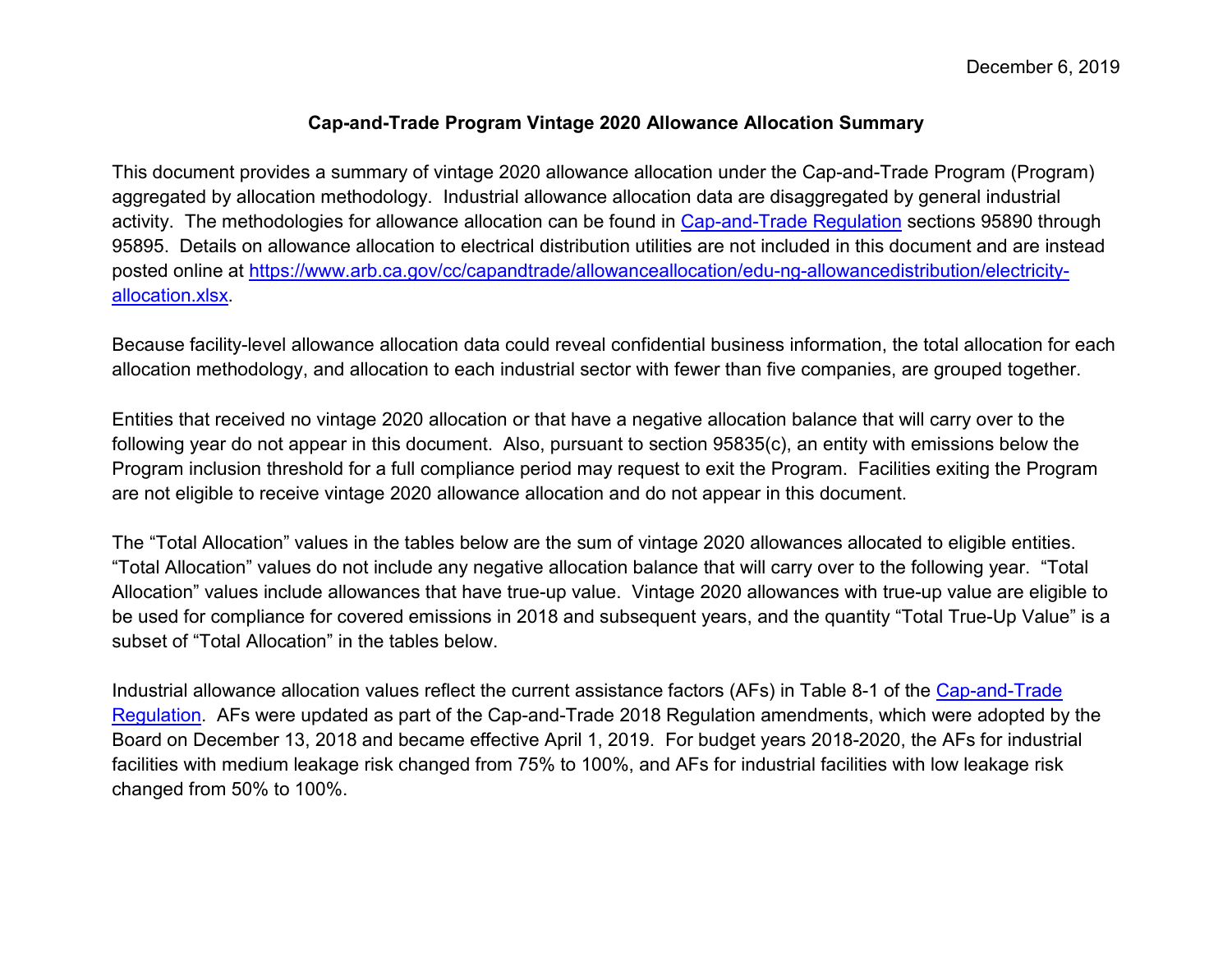December 6, 2019

# Cap-and-Trade Program Vintage 2020 Allowance Allocation Summary

This document provides a summary of vintage 2020 allowance allocation under the Cap-and-Trade Program (Program) aggregated by allocation methodology. Industrial allowance allocation data are disaggregated by general industrial activity. The methodologies for allowance allocation can be found in [Cap-and-Trade Regulation](Cap-and-Trade Regulation) sections 95890 through 95895. Details on allowance allocation to electrical distribution utilities are not included in this document and are instead posted online at [https://www.arb.ca.gov/cc/capandtrade/allowanceallocation/edu-ng-allowancedistribution/electricity-allocation.xlsx](https://www.arb.ca.gov/cc/capandtrade/allowanceallocation/edu-ng-allowancedistribution/electricity-allocation.xlsx).

Because facility-level allowance allocation data could reveal confidential business information, the total allocation for each allocation methodology, and allocation to each industrial sector with fewer than five companies, are grouped together.

Entities that received no vintage 2020 allocation or that have a negative allocation balance that will carry over to the following year do not appear in this document. Also, pursuant to section 95835(c), an entity with emissions below the Program inclusion threshold for a full compliance period may request to exit the Program. Facilities exiting the Program are not eligible to receive vintage 2020 allowance allocation and do not appear in this document.

The "Total Allocation" values in the tables below are the sum of vintage 2020 allowances allocated to eligible entities. "Total Allocation" values do not include any negative allocation balance that will carry over to the following year. "Total Allocation" values include allowances that have true-up value. Vintage 2020 allowances with true-up value are eligible to be used for compliance for covered emissions in 2018 and subsequent years, and the quantity "Total True-Up Value" is a subset of "Total Allocation" in the tables below.

Industrial allowance allocation values reflect the current assistance factors (AFs) in Table 8-1 of the [Cap-and-Trade Regulation](Cap-and-Trade Regulation). AFs were updated as part of the Cap-and-Trade 2018 Regulation amendments, which were adopted by the Board on December 13, 2018 and became effective April 1, 2019. For budget years 2018-2020, the AFs for industrial facilities with medium leakage risk changed from 75% to 100%, and AFs for industrial facilities with low leakage risk changed from 50% to 100%.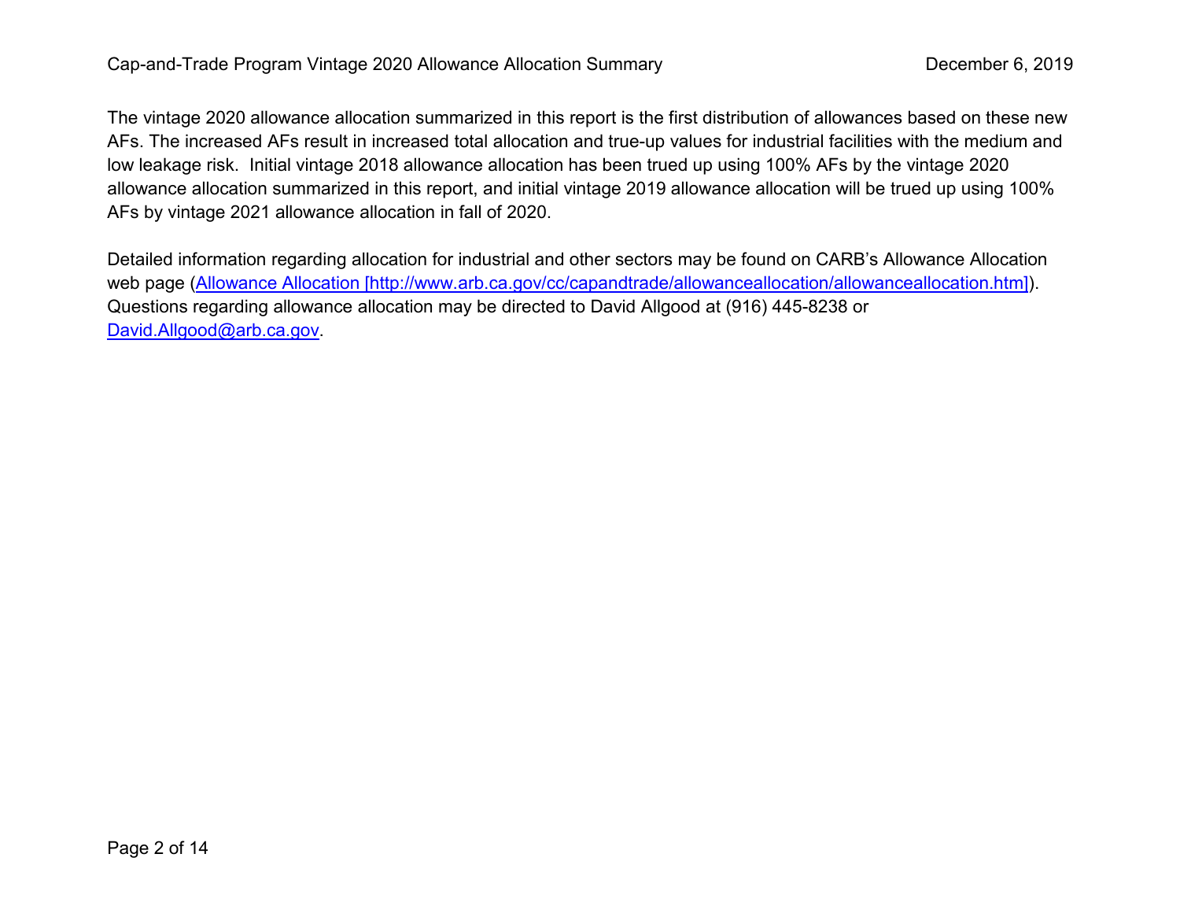The vintage 2020 allowance allocation summarized in this report is the first distribution of allowances based on these new AFs. The increased AFs result in increased total allocation and true-up values for industrial facilities with the medium and low leakage risk. Initial vintage 2018 allowance allocation has been trued up using 100% AFs by the vintage 2020 allowance allocation summarized in this report, and initial vintage 2019 allowance allocation will be trued up using 100% AFs by vintage 2021 allowance allocation in fall of 2020.

Detailed information regarding allocation for industrial and other sectors may be found on CARB's Allowance Allocation web page ([Allowance Allocation [http://www.arb.ca.gov/cc/capandtrade/allowanceallocation/allowanceallocation.htm]](http://www.arb.ca.gov/cc/capandtrade/allowanceallocation/allowanceallocation.htm)). Questions regarding allowance allocation may be directed to David Allgood at (916) 445-8238 or [David.Allgood@arb.ca.gov](mailto:David.Allgood@arb.ca.gov).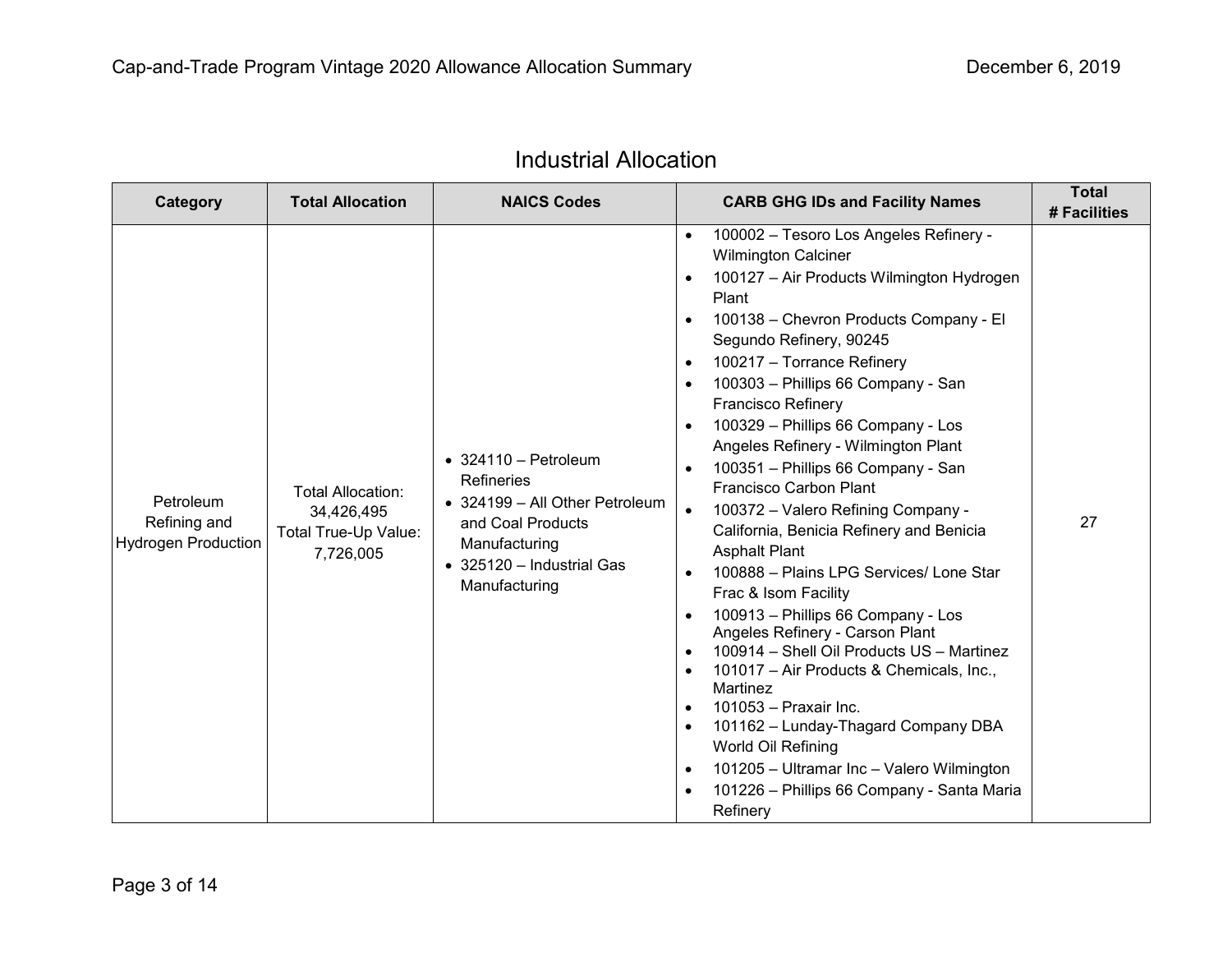## Industrial Allocation

| Category | Total Allocation | NAICS Codes | CARB GHG IDs and Facility Names | Total # Facilities |
|---|---|---|---|---|
| Petroleum Refining and Hydrogen Production | Total Allocation: 34,426,495<br>Total True-Up Value: 7,726,005 | • 324110 – Petroleum Refineries<br>• 324199 – All Other Petroleum and Coal Products Manufacturing<br>• 325120 – Industrial Gas Manufacturing | • 100002 – Tesoro Los Angeles Refinery - Wilmington Calciner<br>• 100127 – Air Products Wilmington Hydrogen Plant<br>• 100138 – Chevron Products Company - El Segundo Refinery, 90245<br>• 100217 – Torrance Refinery<br>• 100303 – Phillips 66 Company - San Francisco Refinery<br>• 100329 – Phillips 66 Company - Los Angeles Refinery - Wilmington Plant<br>• 100351 – Phillips 66 Company - San Francisco Carbon Plant<br>• 100372 – Valero Refining Company - California, Benicia Refinery and Benicia Asphalt Plant<br>• 100888 – Plains LPG Services/ Lone Star Frac & Isom Facility<br>• 100913 – Phillips 66 Company - Los Angeles Refinery - Carson Plant<br>• 100914 – Shell Oil Products US – Martinez<br>• 101017 – Air Products & Chemicals, Inc., Martinez<br>• 101053 – Praxair Inc.<br>• 101162 – Lunday-Thagard Company DBA World Oil Refining<br>• 101205 – Ultramar Inc – Valero Wilmington<br>• 101226 – Phillips 66 Company - Santa Maria Refinery | 27 |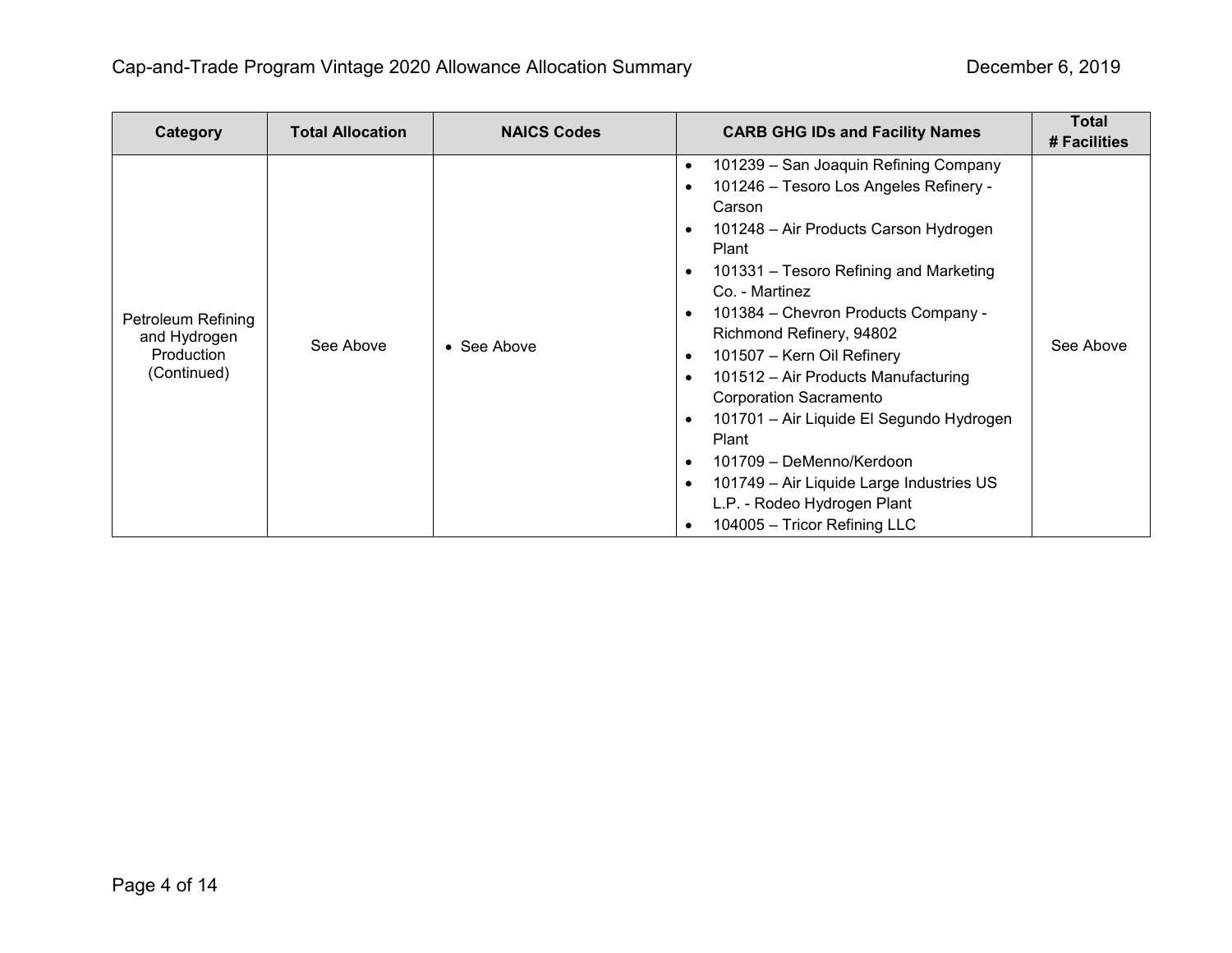| Category | Total Allocation | NAICS Codes | CARB GHG IDs and Facility Names | Total # Facilities |
| --- | --- | --- | --- | --- |
| Petroleum Refining and Hydrogen Production (Continued) | See Above | • See Above | • 101239 – San Joaquin Refining Company<br>• 101246 – Tesoro Los Angeles Refinery - Carson<br>• 101248 – Air Products Carson Hydrogen Plant<br>• 101331 – Tesoro Refining and Marketing Co. - Martinez<br>• 101384 – Chevron Products Company - Richmond Refinery, 94802<br>• 101507 – Kern Oil Refinery<br>• 101512 – Air Products Manufacturing Corporation Sacramento<br>• 101701 – Air Liquide El Segundo Hydrogen Plant<br>• 101709 – DeMenno/Kerdoon<br>• 101749 – Air Liquide Large Industries US L.P. - Rodeo Hydrogen Plant<br>• 104005 – Tricor Refining LLC | See Above |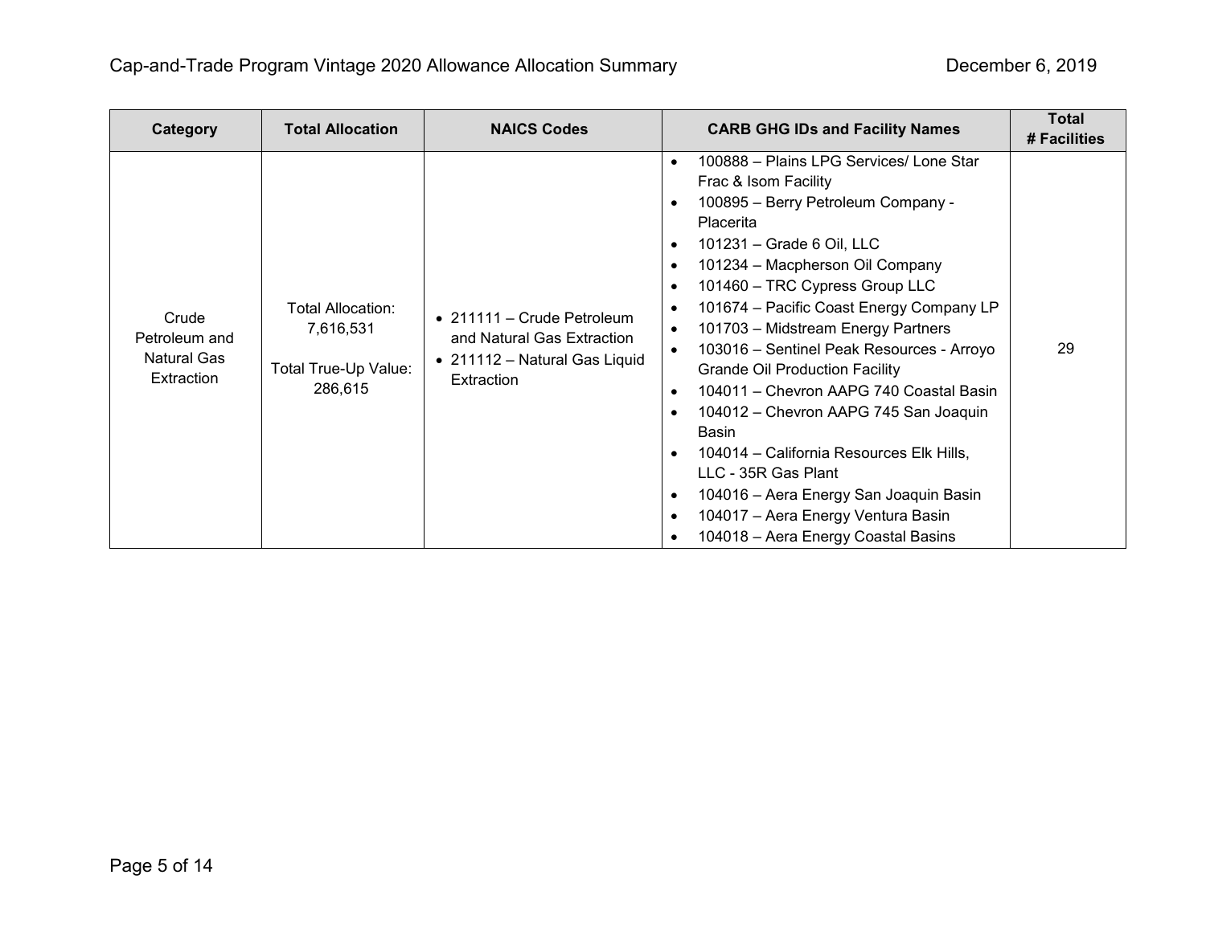| Category | Total Allocation | NAICS Codes | CARB GHG IDs and Facility Names | Total # Facilities |
|---|---|---|---|---|
| Crude Petroleum and Natural Gas Extraction | Total Allocation: 7,616,531<br><br>Total True-Up Value: 286,615 | • 211111 – Crude Petroleum and Natural Gas Extraction<br>• 211112 – Natural Gas Liquid Extraction | • 100888 – Plains LPG Services/ Lone Star Frac & Isom Facility<br>• 100895 – Berry Petroleum Company - Placerita<br>• 101231 – Grade 6 Oil, LLC<br>• 101234 – Macpherson Oil Company<br>• 101460 – TRC Cypress Group LLC<br>• 101674 – Pacific Coast Energy Company LP<br>• 101703 – Midstream Energy Partners<br>• 103016 – Sentinel Peak Resources - Arroyo Grande Oil Production Facility<br>• 104011 – Chevron AAPG 740 Coastal Basin<br>• 104012 – Chevron AAPG 745 San Joaquin Basin<br>• 104014 – California Resources Elk Hills, LLC - 35R Gas Plant<br>• 104016 – Aera Energy San Joaquin Basin<br>• 104017 – Aera Energy Ventura Basin<br>• 104018 – Aera Energy Coastal Basins | 29 |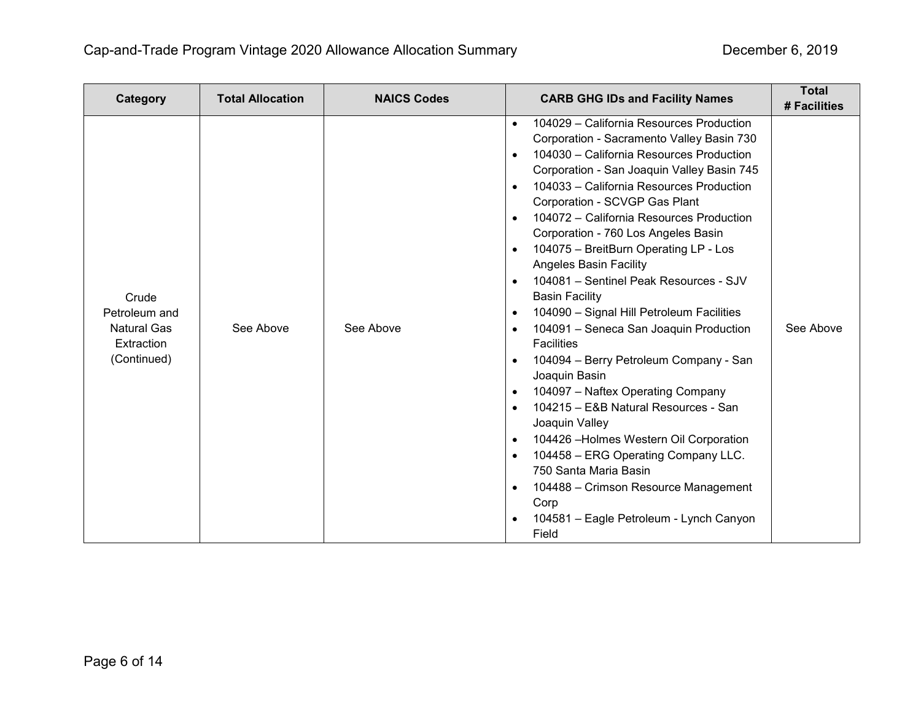| Category | Total Allocation | NAICS Codes | CARB GHG IDs and Facility Names | Total # Facilities |
|---|---|---|---|---|
| Crude Petroleum and Natural Gas Extraction (Continued) | See Above | See Above | • 104029 – California Resources Production Corporation - Sacramento Valley Basin 730<br>• 104030 – California Resources Production Corporation - San Joaquin Valley Basin 745<br>• 104033 – California Resources Production Corporation - SCVGP Gas Plant<br>• 104072 – California Resources Production Corporation - 760 Los Angeles Basin<br>• 104075 – BreitBurn Operating LP - Los Angeles Basin Facility<br>• 104081 – Sentinel Peak Resources - SJV Basin Facility<br>• 104090 – Signal Hill Petroleum Facilities<br>• 104091 – Seneca San Joaquin Production Facilities<br>• 104094 – Berry Petroleum Company - San Joaquin Basin<br>• 104097 – Naftex Operating Company<br>• 104215 – E&B Natural Resources - San Joaquin Valley<br>• 104426 –Holmes Western Oil Corporation<br>• 104458 – ERG Operating Company LLC. 750 Santa Maria Basin<br>• 104488 – Crimson Resource Management Corp<br>• 104581 – Eagle Petroleum - Lynch Canyon Field | See Above |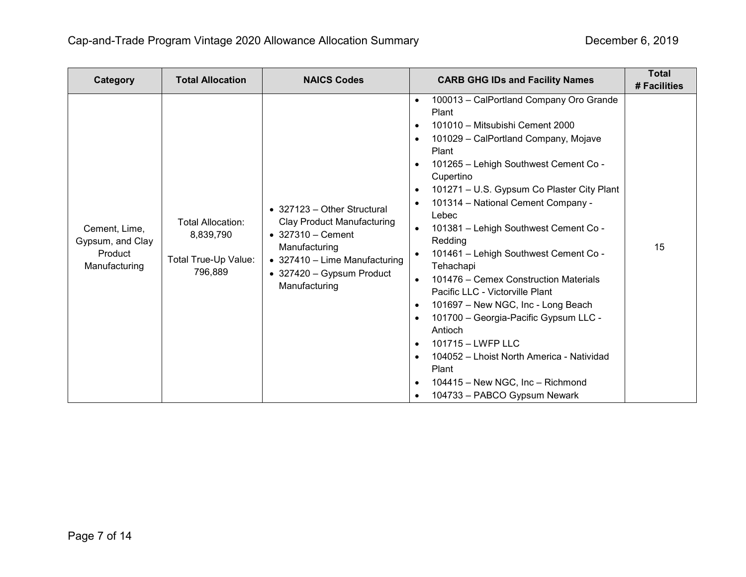| Category | Total Allocation | NAICS Codes | CARB GHG IDs and Facility Names | Total # Facilities |
|---|---|---|---|---|
| Cement, Lime, Gypsum, and Clay Product Manufacturing | Total Allocation: 8,839,790<br><br>Total True-Up Value: 796,889 | • 327123 – Other Structural Clay Product Manufacturing<br>• 327310 – Cement Manufacturing<br>• 327410 – Lime Manufacturing<br>• 327420 – Gypsum Product Manufacturing | • 100013 – CalPortland Company Oro Grande Plant<br>• 101010 – Mitsubishi Cement 2000<br>• 101029 – CalPortland Company, Mojave Plant<br>• 101265 – Lehigh Southwest Cement Co - Cupertino<br>• 101271 – U.S. Gypsum Co Plaster City Plant<br>• 101314 – National Cement Company - Lebec<br>• 101381 – Lehigh Southwest Cement Co - Redding<br>• 101461 – Lehigh Southwest Cement Co - Tehachapi<br>• 101476 – Cemex Construction Materials Pacific LLC - Victorville Plant<br>• 101697 – New NGC, Inc - Long Beach<br>• 101700 – Georgia-Pacific Gypsum LLC - Antioch<br>• 101715 – LWFP LLC<br>• 104052 – Lhoist North America - Natividad Plant<br>• 104415 – New NGC, Inc – Richmond<br>• 104733 – PABCO Gypsum Newark | 15 |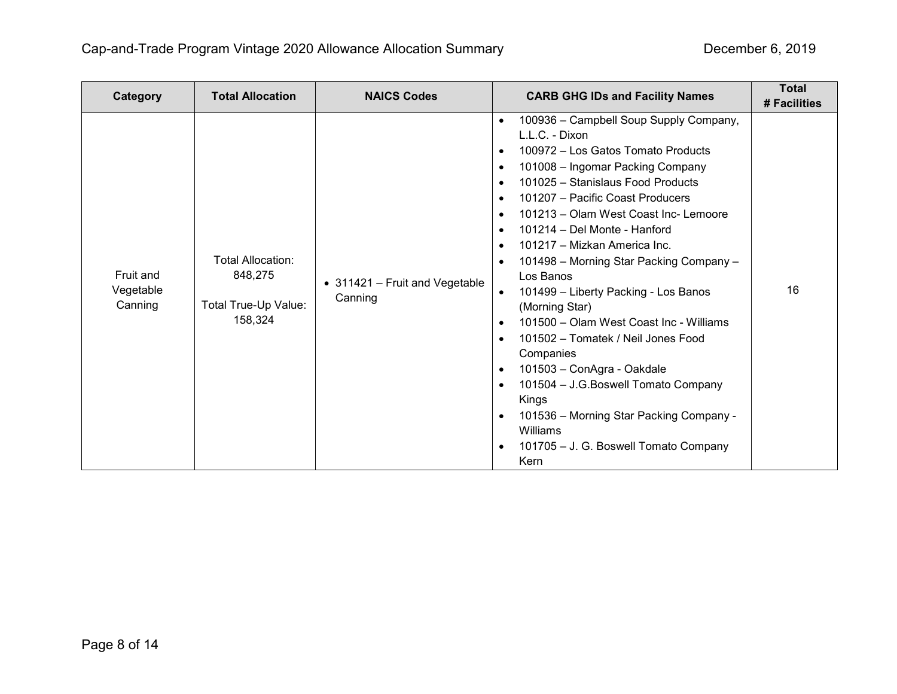| Category | Total Allocation | NAICS Codes | CARB GHG IDs and Facility Names | Total # Facilities |
|---|---|---|---|---|
| Fruit and Vegetable Canning | Total Allocation: 848,275<br><br>Total True-Up Value: 158,324 | • 311421 – Fruit and Vegetable Canning | • 100936 – Campbell Soup Supply Company, L.L.C. - Dixon<br>• 100972 – Los Gatos Tomato Products<br>• 101008 – Ingomar Packing Company<br>• 101025 – Stanislaus Food Products<br>• 101207 – Pacific Coast Producers<br>• 101213 – Olam West Coast Inc- Lemoore<br>• 101214 – Del Monte - Hanford<br>• 101217 – Mizkan America Inc.<br>• 101498 – Morning Star Packing Company – Los Banos<br>• 101499 – Liberty Packing - Los Banos (Morning Star)<br>• 101500 – Olam West Coast Inc - Williams<br>• 101502 – Tomatek / Neil Jones Food Companies<br>• 101503 – ConAgra - Oakdale<br>• 101504 – J.G.Boswell Tomato Company Kings<br>• 101536 – Morning Star Packing Company - Williams<br>• 101705 – J. G. Boswell Tomato Company Kern | 16 |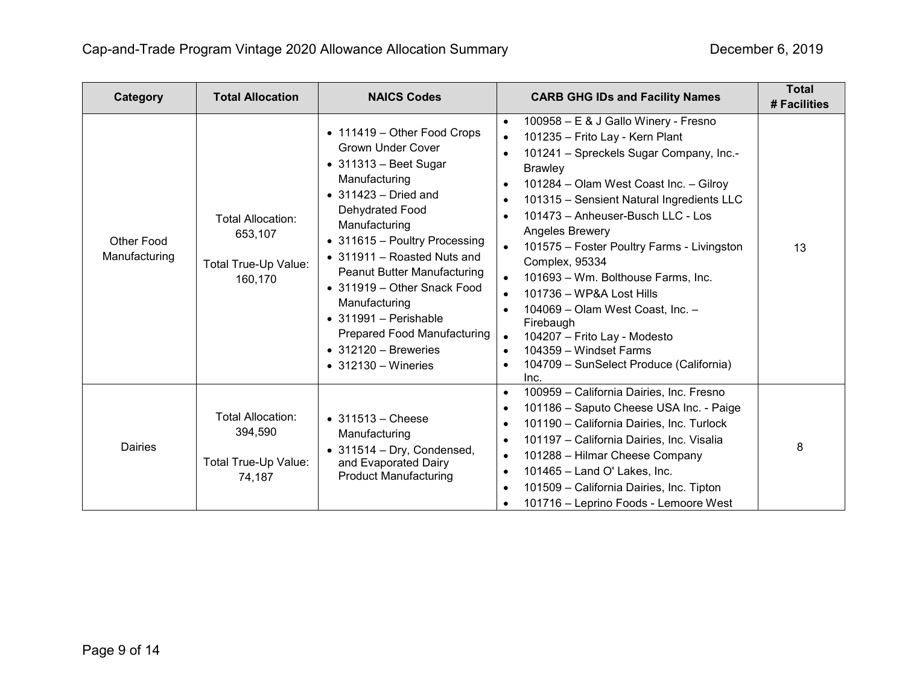| Category | Total Allocation | NAICS Codes | CARB GHG IDs and Facility Names | Total # Facilities |
|---|---|---|---|---|
| Other Food Manufacturing | Total Allocation: 653,107<br><br>Total True-Up Value: 160,170 | • 111419 – Other Food Crops Grown Under Cover<br>• 311313 – Beet Sugar Manufacturing<br>• 311423 – Dried and Dehydrated Food Manufacturing<br>• 311615 – Poultry Processing<br>• 311911 – Roasted Nuts and Peanut Butter Manufacturing<br>• 311919 – Other Snack Food Manufacturing<br>• 311991 – Perishable Prepared Food Manufacturing<br>• 312120 – Breweries<br>• 312130 – Wineries | • 100958 – E & J Gallo Winery - Fresno<br>• 101235 – Frito Lay - Kern Plant<br>• 101241 – Spreckels Sugar Company, Inc.- Brawley<br>• 101284 – Olam West Coast Inc. – Gilroy<br>• 101315 – Sensient Natural Ingredients LLC<br>• 101473 – Anheuser-Busch LLC - Los Angeles Brewery<br>• 101575 – Foster Poultry Farms - Livingston Complex, 95334<br>• 101693 – Wm. Bolthouse Farms, Inc.<br>• 101736 – WP&A Lost Hills<br>• 104069 – Olam West Coast, Inc. – Firebaugh<br>• 104207 – Frito Lay - Modesto<br>• 104359 – Windset Farms<br>• 104709 – SunSelect Produce (California) Inc. | 13 |
| Dairies | Total Allocation: 394,590<br><br>Total True-Up Value: 74,187 | • 311513 – Cheese Manufacturing<br>• 311514 – Dry, Condensed, and Evaporated Dairy Product Manufacturing | • 100959 – California Dairies, Inc. Fresno<br>• 101186 – Saputo Cheese USA Inc. - Paige<br>• 101190 – California Dairies, Inc. Turlock<br>• 101197 – California Dairies, Inc. Visalia<br>• 101288 – Hilmar Cheese Company<br>• 101465 – Land O' Lakes, Inc.<br>• 101509 – California Dairies, Inc. Tipton<br>• 101716 – Leprino Foods - Lemoore West | 8 |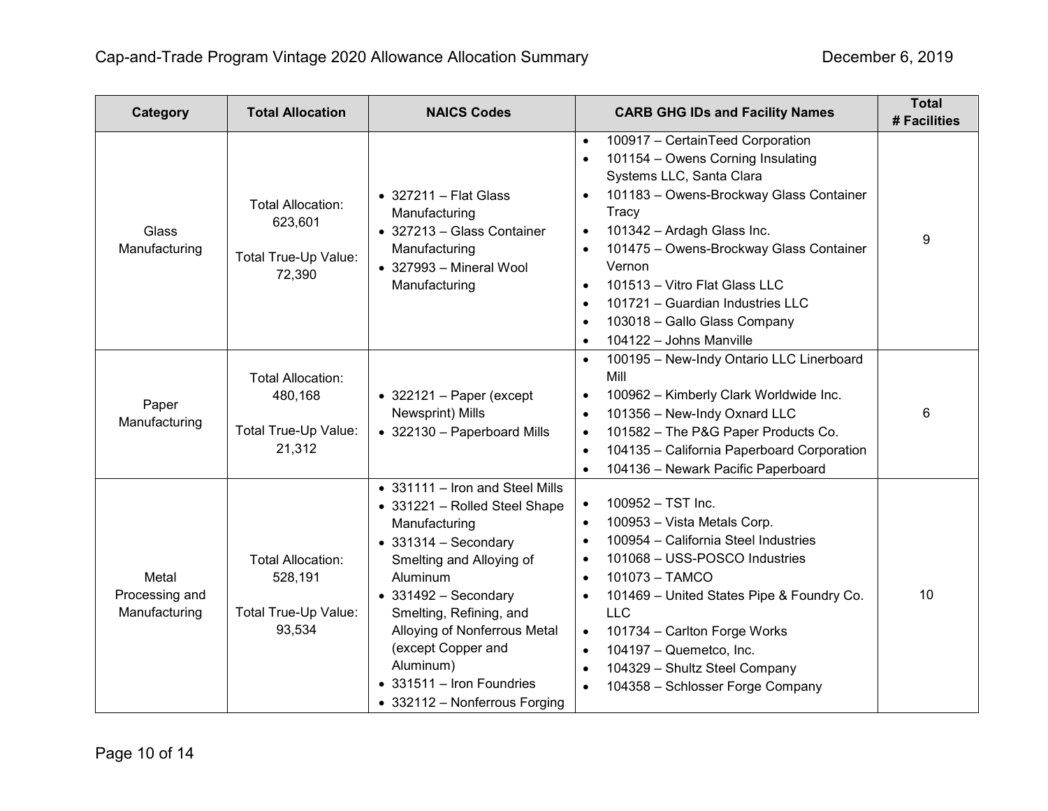| Category | Total Allocation | NAICS Codes | CARB GHG IDs and Facility Names | Total # Facilities |
|---|---|---|---|---|
| Glass Manufacturing | Total Allocation: 623,601<br><br>Total True-Up Value: 72,390 | • 327211 – Flat Glass Manufacturing<br>• 327213 – Glass Container Manufacturing<br>• 327993 – Mineral Wool Manufacturing | • 100917 – CertainTeed Corporation<br>• 101154 – Owens Corning Insulating Systems LLC, Santa Clara<br>• 101183 – Owens-Brockway Glass Container Tracy<br>• 101342 – Ardagh Glass Inc.<br>• 101475 – Owens-Brockway Glass Container Vernon<br>• 101513 – Vitro Flat Glass LLC<br>• 101721 – Guardian Industries LLC<br>• 103018 – Gallo Glass Company<br>• 104122 – Johns Manville | 9 |
| Paper Manufacturing | Total Allocation: 480,168<br><br>Total True-Up Value: 21,312 | • 322121 – Paper (except Newsprint) Mills<br>• 322130 – Paperboard Mills | • 100195 – New-Indy Ontario LLC Linerboard Mill<br>• 100962 – Kimberly Clark Worldwide Inc.<br>• 101356 – New-Indy Oxnard LLC<br>• 101582 – The P&G Paper Products Co.<br>• 104135 – California Paperboard Corporation<br>• 104136 – Newark Pacific Paperboard | 6 |
| Metal Processing and Manufacturing | Total Allocation: 528,191<br><br>Total True-Up Value: 93,534 | • 331111 – Iron and Steel Mills<br>• 331221 – Rolled Steel Shape Manufacturing<br>• 331314 – Secondary Smelting and Alloying of Aluminum<br>• 331492 – Secondary Smelting, Refining, and Alloying of Nonferrous Metal (except Copper and Aluminum)<br>• 331511 – Iron Foundries<br>• 332112 – Nonferrous Forging | • 100952 – TST Inc.<br>• 100953 – Vista Metals Corp.<br>• 100954 – California Steel Industries<br>• 101068 – USS-POSCO Industries<br>• 101073 – TAMCO<br>• 101469 – United States Pipe & Foundry Co. LLC<br>• 101734 – Carlton Forge Works<br>• 104197 – Quemetco, Inc.<br>• 104329 – Shultz Steel Company<br>• 104358 – Schlosser Forge Company | 10 |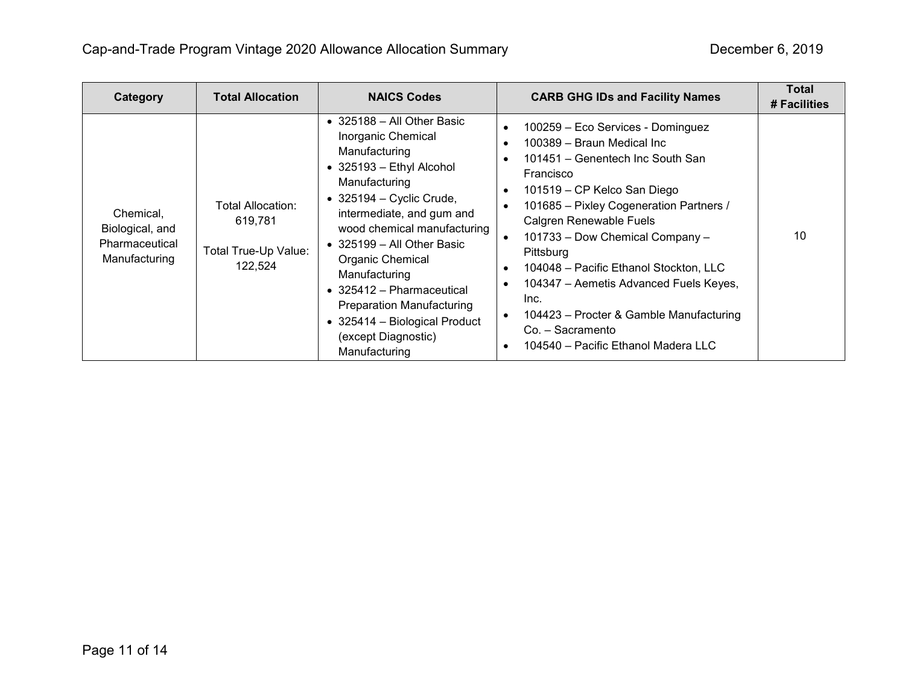| Category | Total Allocation | NAICS Codes | CARB GHG IDs and Facility Names | Total # Facilities |
|---|---|---|---|---|
| Chemical, Biological, and Pharmaceutical Manufacturing | Total Allocation: 619,781<br><br>Total True-Up Value: 122,524 | • 325188 – All Other Basic Inorganic Chemical Manufacturing<br>• 325193 – Ethyl Alcohol Manufacturing<br>• 325194 – Cyclic Crude, intermediate, and gum and wood chemical manufacturing<br>• 325199 – All Other Basic Organic Chemical Manufacturing<br>• 325412 – Pharmaceutical Preparation Manufacturing<br>• 325414 – Biological Product (except Diagnostic) Manufacturing | • 100259 – Eco Services - Dominguez<br>• 100389 – Braun Medical Inc<br>• 101451 – Genentech Inc South San Francisco<br>• 101519 – CP Kelco San Diego<br>• 101685 – Pixley Cogeneration Partners / Calgren Renewable Fuels<br>• 101733 – Dow Chemical Company – Pittsburg<br>• 104048 – Pacific Ethanol Stockton, LLC<br>• 104347 – Aemetis Advanced Fuels Keyes, Inc.<br>• 104423 – Procter & Gamble Manufacturing Co. – Sacramento<br>• 104540 – Pacific Ethanol Madera LLC | 10 |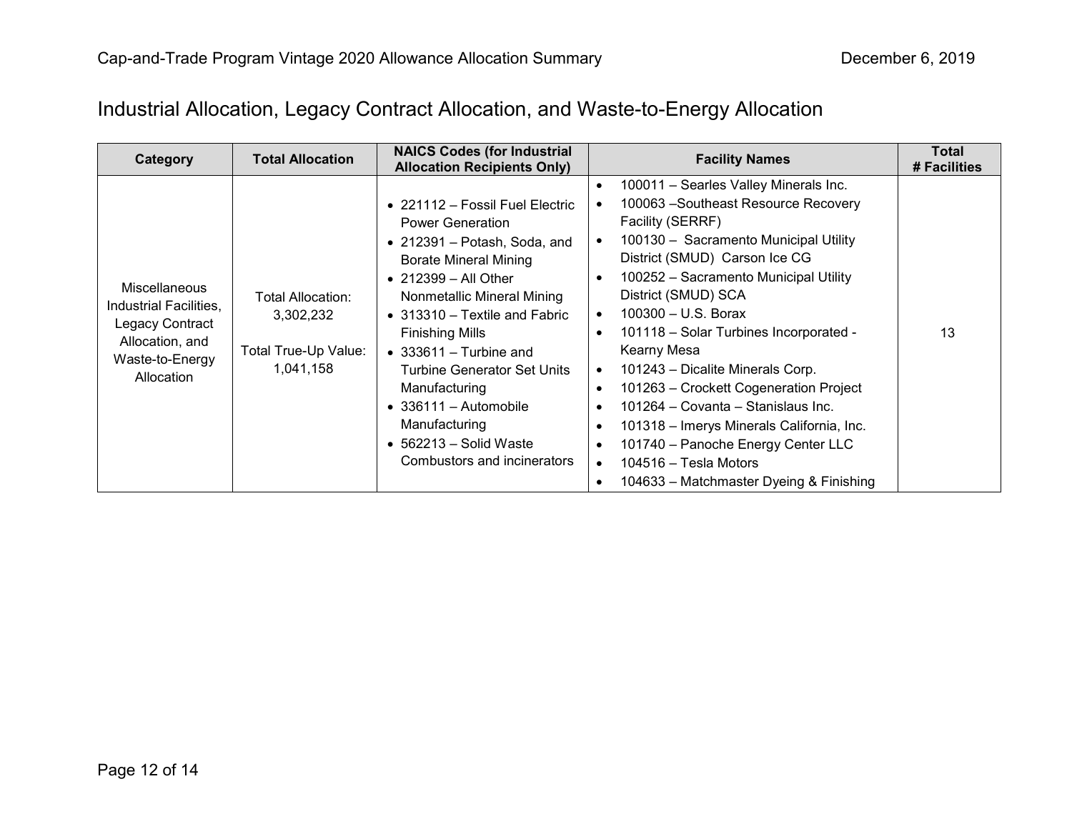## Industrial Allocation, Legacy Contract Allocation, and Waste-to-Energy Allocation

| Category | Total Allocation | NAICS Codes (for Industrial Allocation Recipients Only) | Facility Names | Total # Facilities |
|---|---|---|---|---|
| Miscellaneous Industrial Facilities, Legacy Contract Allocation, and Waste-to-Energy Allocation | Total Allocation: 3,302,232<br><br>Total True-Up Value: 1,041,158 | • 221112 – Fossil Fuel Electric Power Generation<br>• 212391 – Potash, Soda, and Borate Mineral Mining<br>• 212399 – All Other Nonmetallic Mineral Mining<br>• 313310 – Textile and Fabric Finishing Mills<br>• 333611 – Turbine and Turbine Generator Set Units Manufacturing<br>• 336111 – Automobile Manufacturing<br>• 562213 – Solid Waste Combustors and incinerators | • 100011 – Searles Valley Minerals Inc.<br>• 100063 –Southeast Resource Recovery Facility (SERRF)<br>• 100130 – Sacramento Municipal Utility District (SMUD) Carson Ice CG<br>• 100252 – Sacramento Municipal Utility District (SMUD) SCA<br>• 100300 – U.S. Borax<br>• 101118 – Solar Turbines Incorporated - Kearny Mesa<br>• 101243 – Dicalite Minerals Corp.<br>• 101263 – Crockett Cogeneration Project<br>• 101264 – Covanta – Stanislaus Inc.<br>• 101318 – Imerys Minerals California, Inc.<br>• 101740 – Panoche Energy Center LLC<br>• 104516 – Tesla Motors<br>• 104633 – Matchmaster Dyeing & Finishing | 13 |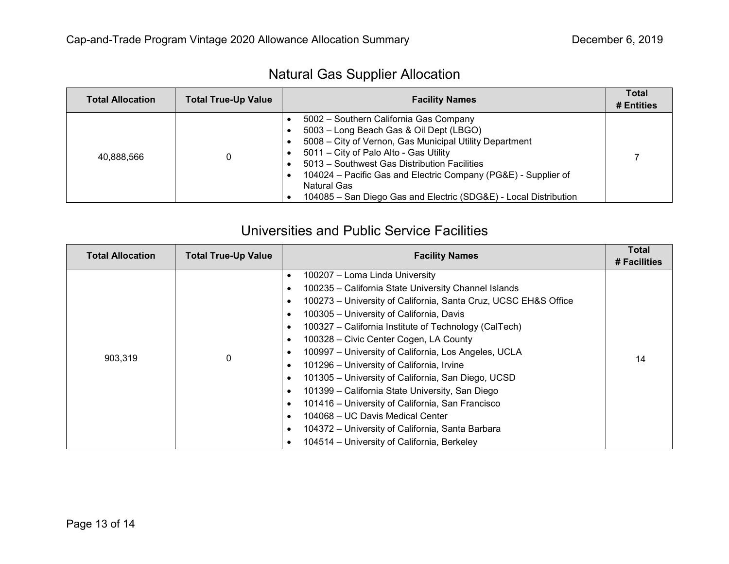## Natural Gas Supplier Allocation

| Total Allocation | Total True-Up Value | Facility Names | Total # Entities |
|---|---|---|---|
| 40,888,566 | 0 | • 5002 – Southern California Gas Company<br>• 5003 – Long Beach Gas & Oil Dept (LBGO)<br>• 5008 – City of Vernon, Gas Municipal Utility Department<br>• 5011 – City of Palo Alto - Gas Utility<br>• 5013 – Southwest Gas Distribution Facilities<br>• 104024 – Pacific Gas and Electric Company (PG&E) - Supplier of Natural Gas<br>• 104085 – San Diego Gas and Electric (SDG&E) - Local Distribution | 7 |

## Universities and Public Service Facilities

| Total Allocation | Total True-Up Value | Facility Names | Total # Facilities |
|---|---|---|---|
| 903,319 | 0 | • 100207 – Loma Linda University<br>• 100235 – California State University Channel Islands<br>• 100273 – University of California, Santa Cruz, UCSC EH&S Office<br>• 100305 – University of California, Davis<br>• 100327 – California Institute of Technology (CalTech)<br>• 100328 – Civic Center Cogen, LA County<br>• 100997 – University of California, Los Angeles, UCLA<br>• 101296 – University of California, Irvine<br>• 101305 – University of California, San Diego, UCSD<br>• 101399 – California State University, San Diego<br>• 101416 – University of California, San Francisco<br>• 104068 – UC Davis Medical Center<br>• 104372 – University of California, Santa Barbara<br>• 104514 – University of California, Berkeley | 14 |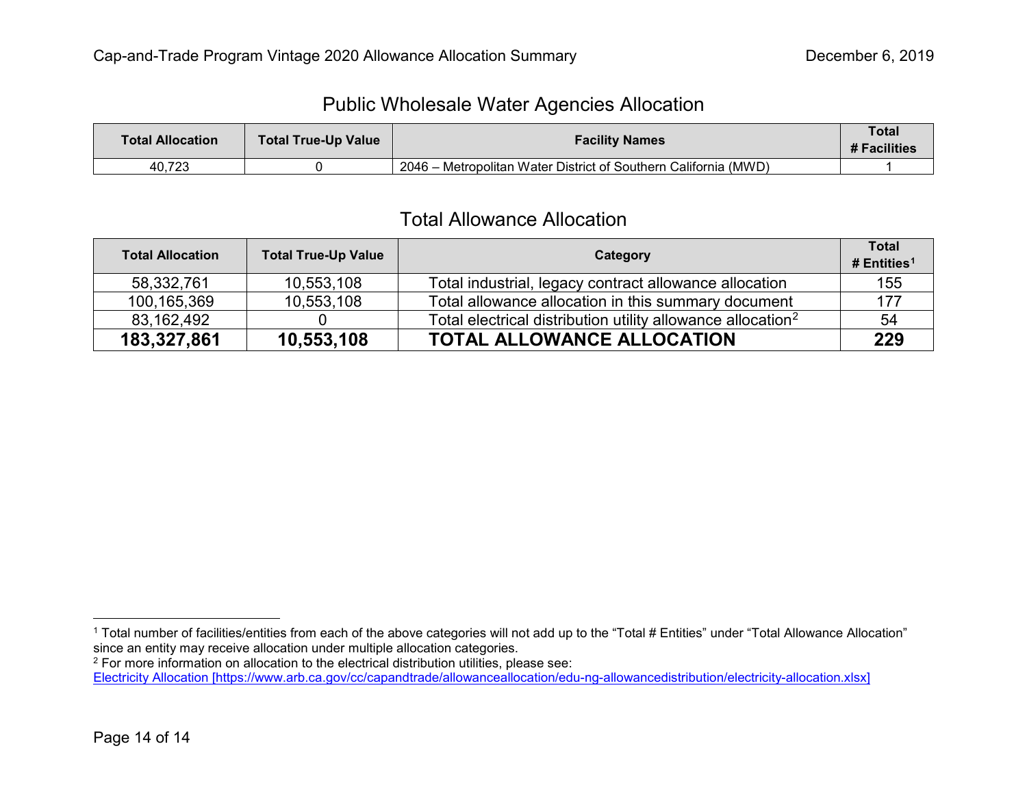## Public Wholesale Water Agencies Allocation

| Total Allocation | Total True-Up Value | Facility Names | Total # Facilities |
|---|---|---|---|
| 40,723 | 0 | 2046 – Metropolitan Water District of Southern California (MWD) | 1 |

## Total Allowance Allocation

| Total Allocation | Total True-Up Value | Category | Total # Entities[1] |
|---|---|---|---|
| 58,332,761 | 10,553,108 | Total industrial, legacy contract allowance allocation | 155 |
| 100,165,369 | 10,553,108 | Total allowance allocation in this summary document | 177 |
| 83,162,492 | 0 | Total electrical distribution utility allowance allocation[2] | 54 |
| **183,327,861** | **10,553,108** | **TOTAL ALLOWANCE ALLOCATION** | **229** |

[1] Total number of facilities/entities from each of the above categories will not add up to the "Total # Entities" under "Total Allowance Allocation" since an entity may receive allocation under multiple allocation categories.

[2] For more information on allocation to the electrical distribution utilities, please see: Electricity Allocation [https://www.arb.ca.gov/cc/capandtrade/allowanceallocation/edu-ng-allowancedistribution/electricity-allocation.xlsx]